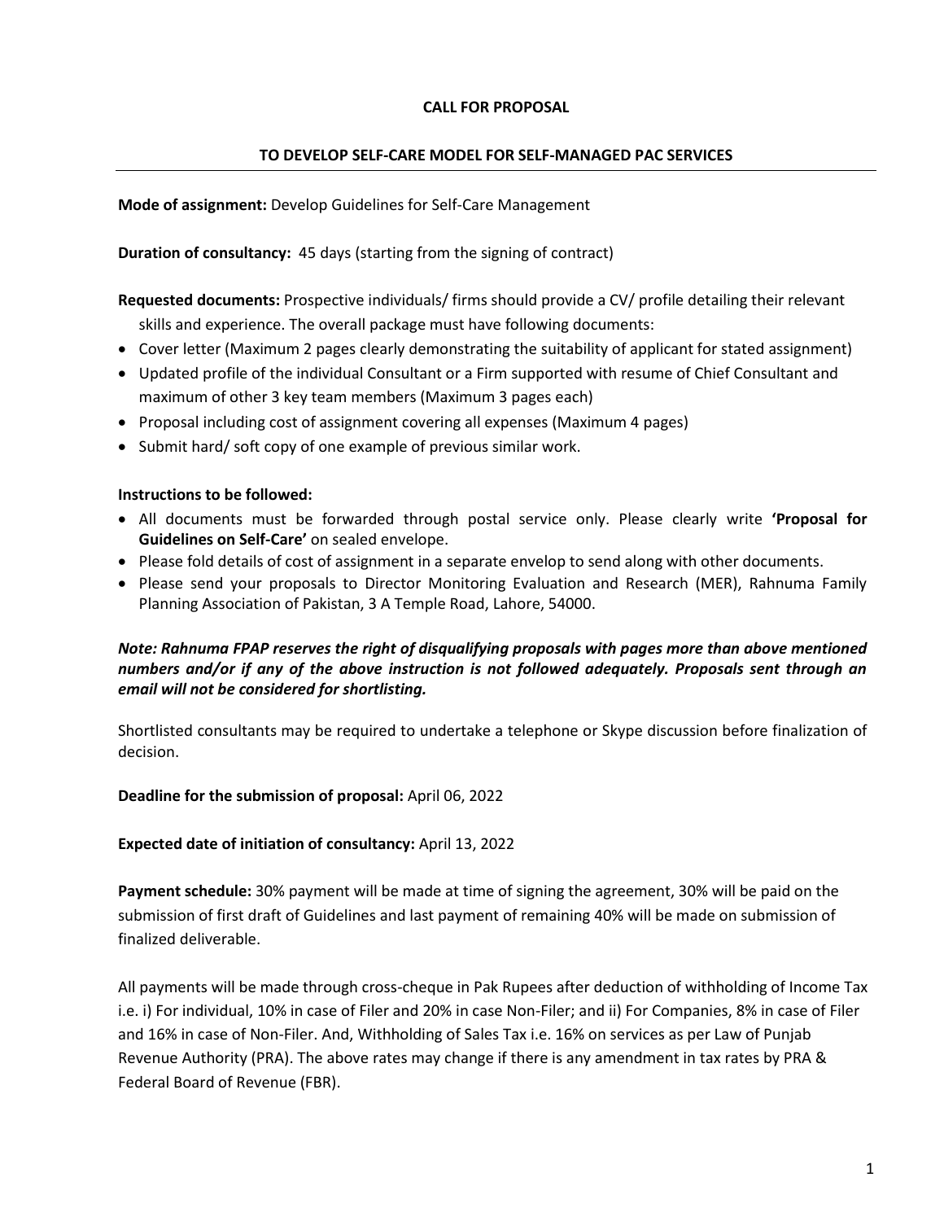# CALL FOR PROPOSAL

## TO DEVELOP SELF-CARE MODEL FOR SELF-MANAGED PAC SERVICES

**Mode of assignment:** Develop Guidelines for Self-Care Management

**Duration of consultancy:** 45 days (starting from the signing of contract)

**Requested documents:** Prospective individuals/ firms should provide a CV/ profile detailing their relevant skills and experience. The overall package must have following documents:

- Cover letter (Maximum 2 pages clearly demonstrating the suitability of applicant for stated assignment)
- Updated profile of the individual Consultant or a Firm supported with resume of Chief Consultant and maximum of other 3 key team members (Maximum 3 pages each)
- Proposal including cost of assignment covering all expenses (Maximum 4 pages)
- Submit hard/ soft copy of one example of previous similar work.

**Instructions to be followed:**

- All documents must be forwarded through postal service only. Please clearly write **'Proposal for Guidelines on Self-Care'** on sealed envelope.
- Please fold details of cost of assignment in a separate envelop to send along with other documents.
- Please send your proposals to Director Monitoring Evaluation and Research (MER), Rahnuma Family Planning Association of Pakistan, 3 A Temple Road, Lahore, 54000.

***Note: Rahnuma FPAP reserves the right of disqualifying proposals with pages more than above mentioned numbers and/or if any of the above instruction is not followed adequately. Proposals sent through an email will not be considered for shortlisting.***

Shortlisted consultants may be required to undertake a telephone or Skype discussion before finalization of decision.

**Deadline for the submission of proposal:** April 06, 2022

**Expected date of initiation of consultancy:** April 13, 2022

**Payment schedule:** 30% payment will be made at time of signing the agreement, 30% will be paid on the submission of first draft of Guidelines and last payment of remaining 40% will be made on submission of finalized deliverable.

All payments will be made through cross-cheque in Pak Rupees after deduction of withholding of Income Tax i.e. i) For individual, 10% in case of Filer and 20% in case Non-Filer; and ii) For Companies, 8% in case of Filer and 16% in case of Non-Filer. And, Withholding of Sales Tax i.e. 16% on services as per Law of Punjab Revenue Authority (PRA). The above rates may change if there is any amendment in tax rates by PRA & Federal Board of Revenue (FBR).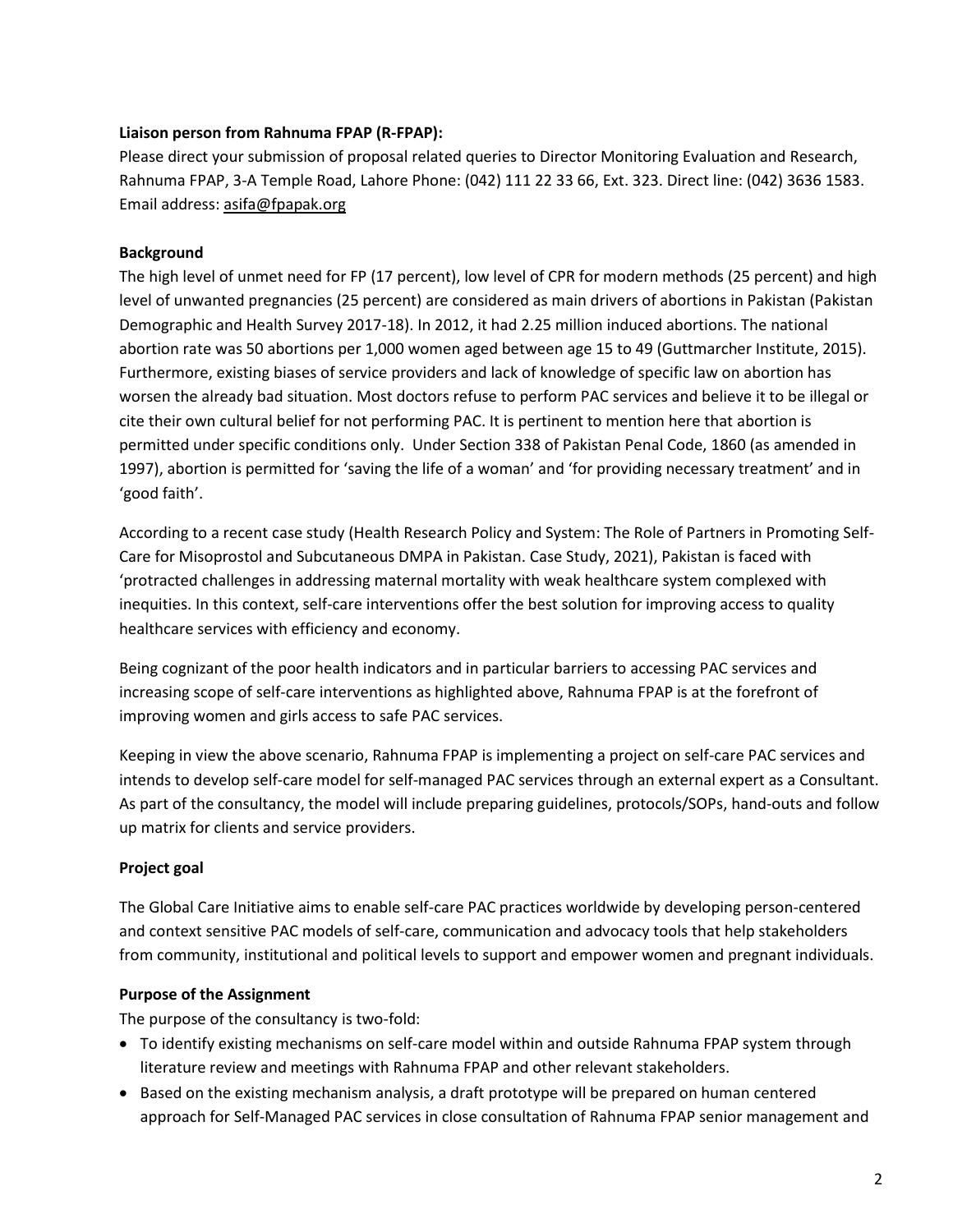**Liaison person from Rahnuma FPAP (R-FPAP):**

Please direct your submission of proposal related queries to Director Monitoring Evaluation and Research, Rahnuma FPAP, 3-A Temple Road, Lahore Phone: (042) 111 22 33 66, Ext. 323. Direct line: (042) 3636 1583. Email address: asifa@fpapak.org

**Background**

The high level of unmet need for FP (17 percent), low level of CPR for modern methods (25 percent) and high level of unwanted pregnancies (25 percent) are considered as main drivers of abortions in Pakistan (Pakistan Demographic and Health Survey 2017-18). In 2012, it had 2.25 million induced abortions. The national abortion rate was 50 abortions per 1,000 women aged between age 15 to 49 (Guttmarcher Institute, 2015). Furthermore, existing biases of service providers and lack of knowledge of specific law on abortion has worsen the already bad situation. Most doctors refuse to perform PAC services and believe it to be illegal or cite their own cultural belief for not performing PAC. It is pertinent to mention here that abortion is permitted under specific conditions only. Under Section 338 of Pakistan Penal Code, 1860 (as amended in 1997), abortion is permitted for 'saving the life of a woman' and 'for providing necessary treatment' and in 'good faith'.

According to a recent case study (Health Research Policy and System: The Role of Partners in Promoting Self-Care for Misoprostol and Subcutaneous DMPA in Pakistan. Case Study, 2021), Pakistan is faced with 'protracted challenges in addressing maternal mortality with weak healthcare system complexed with inequities. In this context, self-care interventions offer the best solution for improving access to quality healthcare services with efficiency and economy.

Being cognizant of the poor health indicators and in particular barriers to accessing PAC services and increasing scope of self-care interventions as highlighted above, Rahnuma FPAP is at the forefront of improving women and girls access to safe PAC services.

Keeping in view the above scenario, Rahnuma FPAP is implementing a project on self-care PAC services and intends to develop self-care model for self-managed PAC services through an external expert as a Consultant. As part of the consultancy, the model will include preparing guidelines, protocols/SOPs, hand-outs and follow up matrix for clients and service providers.

**Project goal**

The Global Care Initiative aims to enable self-care PAC practices worldwide by developing person-centered and context sensitive PAC models of self-care, communication and advocacy tools that help stakeholders from community, institutional and political levels to support and empower women and pregnant individuals.

**Purpose of the Assignment**

The purpose of the consultancy is two-fold:

- To identify existing mechanisms on self-care model within and outside Rahnuma FPAP system through literature review and meetings with Rahnuma FPAP and other relevant stakeholders.
- Based on the existing mechanism analysis, a draft prototype will be prepared on human centered approach for Self-Managed PAC services in close consultation of Rahnuma FPAP senior management and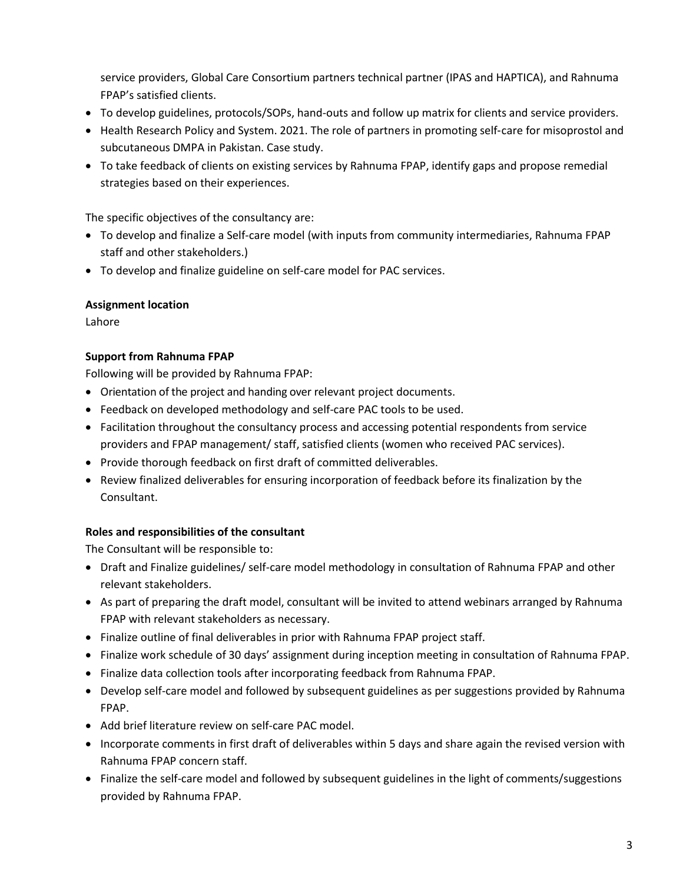service providers, Global Care Consortium partners technical partner (IPAS and HAPTICA), and Rahnuma FPAP's satisfied clients.

- To develop guidelines, protocols/SOPs, hand-outs and follow up matrix for clients and service providers.
- Health Research Policy and System. 2021. The role of partners in promoting self-care for misoprostol and subcutaneous DMPA in Pakistan. Case study.
- To take feedback of clients on existing services by Rahnuma FPAP, identify gaps and propose remedial strategies based on their experiences.

The specific objectives of the consultancy are:

- To develop and finalize a Self-care model (with inputs from community intermediaries, Rahnuma FPAP staff and other stakeholders.)
- To develop and finalize guideline on self-care model for PAC services.

**Assignment location**

Lahore

**Support from Rahnuma FPAP**

Following will be provided by Rahnuma FPAP:

- Orientation of the project and handing over relevant project documents.
- Feedback on developed methodology and self-care PAC tools to be used.
- Facilitation throughout the consultancy process and accessing potential respondents from service providers and FPAP management/ staff, satisfied clients (women who received PAC services).
- Provide thorough feedback on first draft of committed deliverables.
- Review finalized deliverables for ensuring incorporation of feedback before its finalization by the Consultant.

**Roles and responsibilities of the consultant**

The Consultant will be responsible to:

- Draft and Finalize guidelines/ self-care model methodology in consultation of Rahnuma FPAP and other relevant stakeholders.
- As part of preparing the draft model, consultant will be invited to attend webinars arranged by Rahnuma FPAP with relevant stakeholders as necessary.
- Finalize outline of final deliverables in prior with Rahnuma FPAP project staff.
- Finalize work schedule of 30 days' assignment during inception meeting in consultation of Rahnuma FPAP.
- Finalize data collection tools after incorporating feedback from Rahnuma FPAP.
- Develop self-care model and followed by subsequent guidelines as per suggestions provided by Rahnuma FPAP.
- Add brief literature review on self-care PAC model.
- Incorporate comments in first draft of deliverables within 5 days and share again the revised version with Rahnuma FPAP concern staff.
- Finalize the self-care model and followed by subsequent guidelines in the light of comments/suggestions provided by Rahnuma FPAP.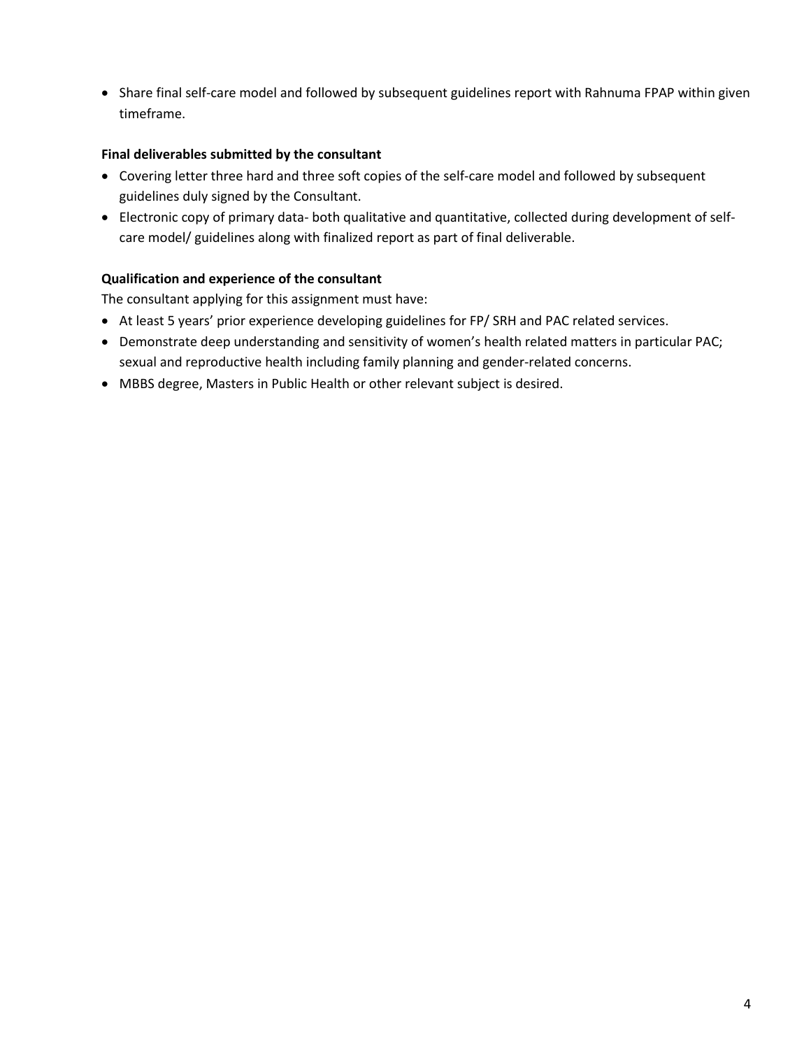- Share final self-care model and followed by subsequent guidelines report with Rahnuma FPAP within given timeframe.

**Final deliverables submitted by the consultant**

- Covering letter three hard and three soft copies of the self-care model and followed by subsequent guidelines duly signed by the Consultant.
- Electronic copy of primary data- both qualitative and quantitative, collected during development of self-care model/ guidelines along with finalized report as part of final deliverable.

**Qualification and experience of the consultant**

The consultant applying for this assignment must have:

- At least 5 years' prior experience developing guidelines for FP/ SRH and PAC related services.
- Demonstrate deep understanding and sensitivity of women's health related matters in particular PAC; sexual and reproductive health including family planning and gender-related concerns.
- MBBS degree, Masters in Public Health or other relevant subject is desired.